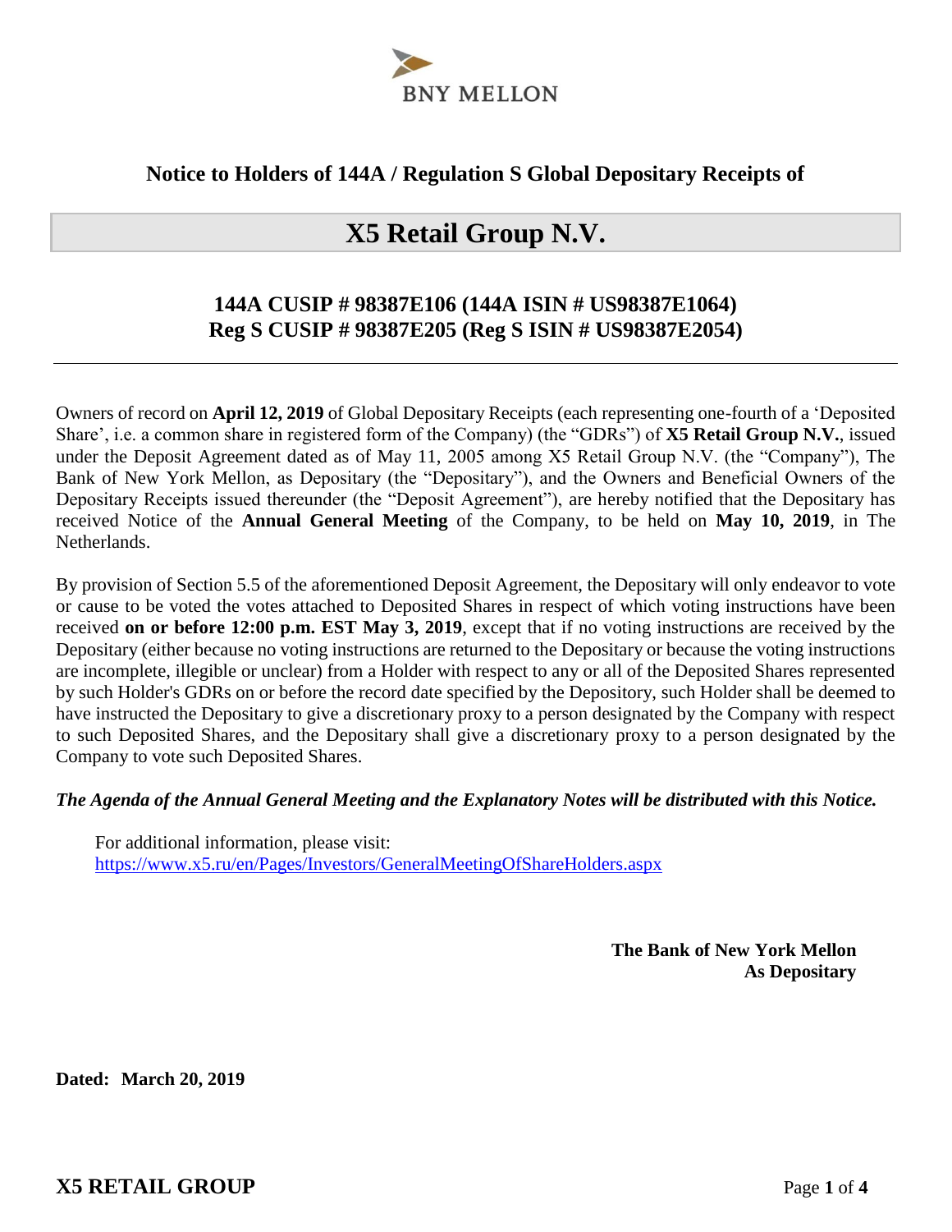BNY MELLON

## Notice to Holders of 144A / Regulation S Global Depositary Receipts of

# X5 Retail Group N.V.

### 144A CUSIP # 98387E106 (144A ISIN # US98387E1064)
### Reg S CUSIP # 98387E205 (Reg S ISIN # US98387E2054)

---

Owners of record on **April 12, 2019** of Global Depositary Receipts (each representing one-fourth of a 'Deposited Share', i.e. a common share in registered form of the Company) (the "GDRs") of **X5 Retail Group N.V.**, issued under the Deposit Agreement dated as of May 11, 2005 among X5 Retail Group N.V. (the "Company"), The Bank of New York Mellon, as Depositary (the "Depositary"), and the Owners and Beneficial Owners of the Depositary Receipts issued thereunder (the "Deposit Agreement"), are hereby notified that the Depositary has received Notice of the **Annual General Meeting** of the Company, to be held on **May 10, 2019**, in The Netherlands.

By provision of Section 5.5 of the aforementioned Deposit Agreement, the Depositary will only endeavor to vote or cause to be voted the votes attached to Deposited Shares in respect of which voting instructions have been received **on or before 12:00 p.m. EST May 3, 2019**, except that if no voting instructions are received by the Depositary (either because no voting instructions are returned to the Depositary or because the voting instructions are incomplete, illegible or unclear) from a Holder with respect to any or all of the Deposited Shares represented by such Holder's GDRs on or before the record date specified by the Depository, such Holder shall be deemed to have instructed the Depositary to give a discretionary proxy to a person designated by the Company with respect to such Deposited Shares, and the Depositary shall give a discretionary proxy to a person designated by the Company to vote such Deposited Shares.

***The Agenda of the Annual General Meeting and the Explanatory Notes will be distributed with this Notice.***

For additional information, please visit:
https://www.x5.ru/en/Pages/Investors/GeneralMeetingOfShareHolders.aspx

**The Bank of New York Mellon**
**As Depositary**

**Dated: March 20, 2019**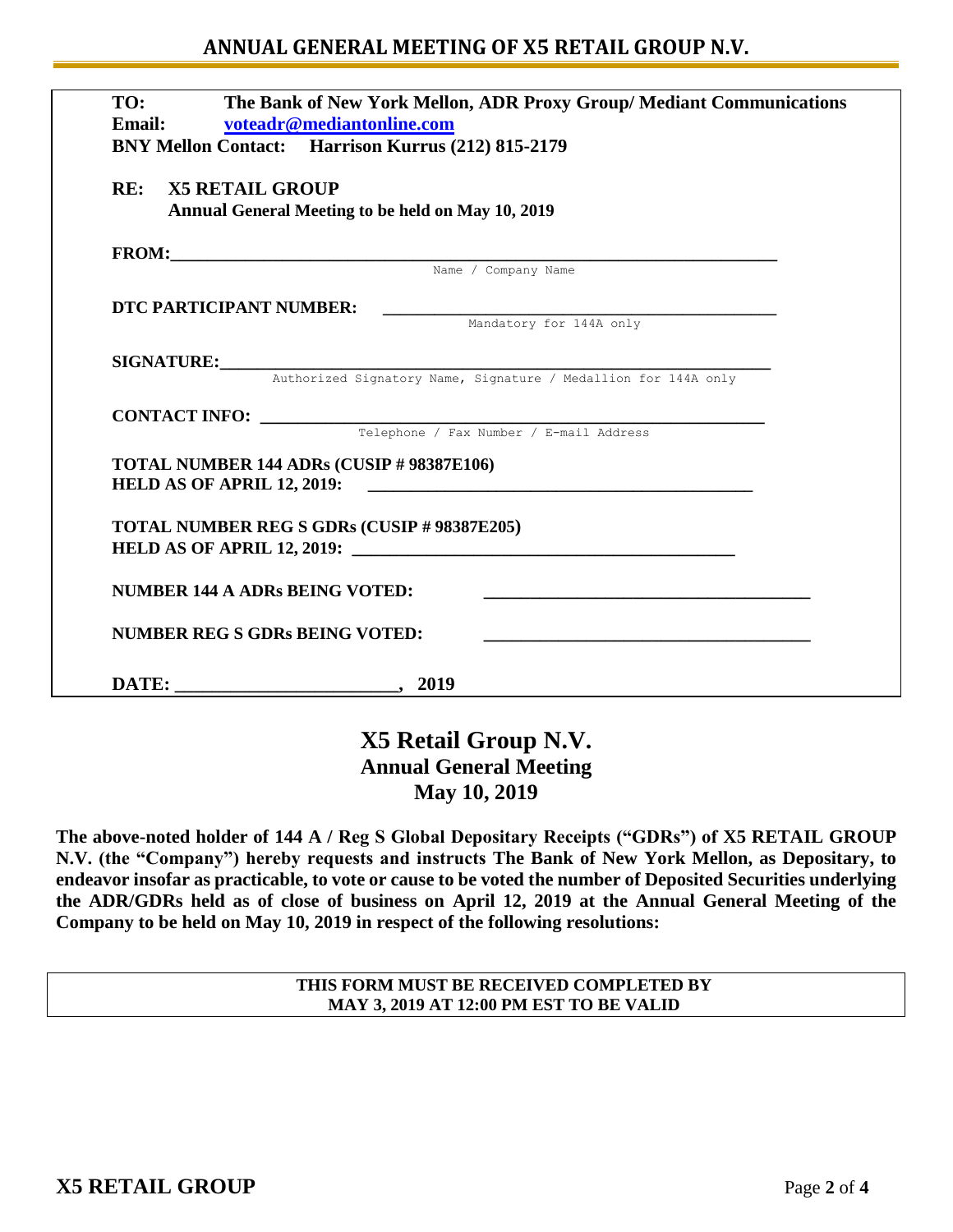**TO:** The Bank of New York Mellon, ADR Proxy Group/ Mediant Communications
**Email:** voteadr@mediantonline.com
**BNY Mellon Contact:** Harrison Kurrus (212) 815-2179

**RE: X5 RETAIL GROUP**
**Annual General Meeting to be held on May 10, 2019**

**FROM:**________________________________________________________________
Name / Company Name

**DTC PARTICIPANT NUMBER:** ________________________________________
Mandatory for 144A only

**SIGNATURE:**___________________________________________________________
Authorized Signatory Name, Signature / Medallion for 144A only

**CONTACT INFO:** _______________________________________________________
Telephone / Fax Number / E-mail Address

**TOTAL NUMBER 144 ADRs (CUSIP # 98387E106)**
**HELD AS OF APRIL 12, 2019:** ________________________________________

**TOTAL NUMBER REG S GDRs (CUSIP # 98387E205)**
**HELD AS OF APRIL 12, 2019:** ________________________________________

**NUMBER 144 A ADRs BEING VOTED:** ________________________________

**NUMBER REG S GDRs BEING VOTED:** ________________________________

**DATE:** ______________________, **2019**

# X5 Retail Group N.V.
## Annual General Meeting
## May 10, 2019

**The above-noted holder of 144 A / Reg S Global Depositary Receipts ("GDRs") of X5 RETAIL GROUP N.V. (the "Company") hereby requests and instructs The Bank of New York Mellon, as Depositary, to endeavor insofar as practicable, to vote or cause to be voted the number of Deposited Securities underlying the ADR/GDRs held as of close of business on April 12, 2019 at the Annual General Meeting of the Company to be held on May 10, 2019 in respect of the following resolutions:**

**THIS FORM MUST BE RECEIVED COMPLETED BY MAY 3, 2019 AT 12:00 PM EST TO BE VALID**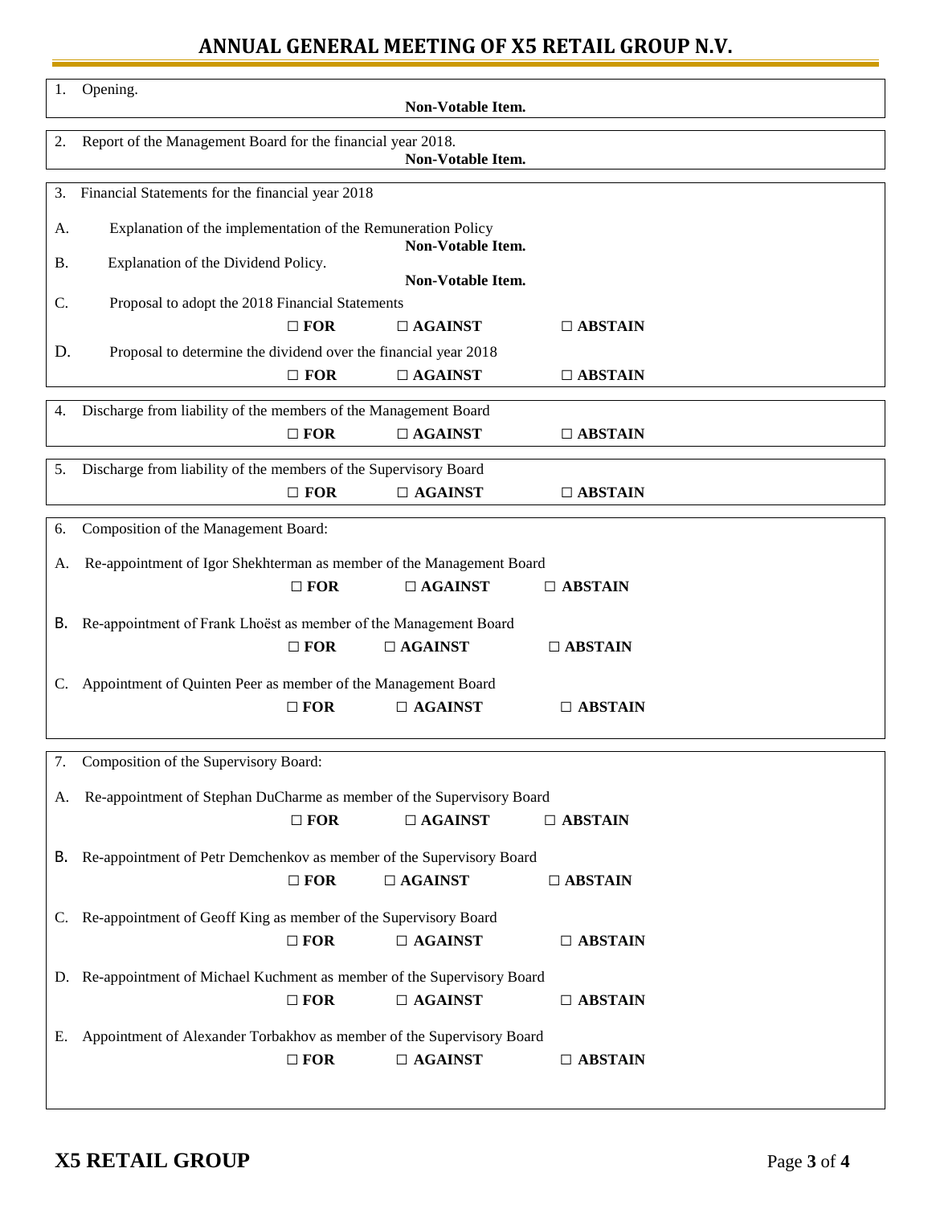# ANNUAL GENERAL MEETING OF X5 RETAIL GROUP N.V.

1. Opening.

   **Non-Votable Item.**

2. Report of the Management Board for the financial year 2018.

   **Non-Votable Item.**

3. Financial Statements for the financial year 2018

   A. Explanation of the implementation of the Remuneration Policy

   **Non-Votable Item.**

   B. Explanation of the Dividend Policy.

   **Non-Votable Item.**

   C. Proposal to adopt the 2018 Financial Statements

   **☐ FOR** **☐ AGAINST** **☐ ABSTAIN**

   D. Proposal to determine the dividend over the financial year 2018

   **☐ FOR** **☐ AGAINST** **☐ ABSTAIN**

4. Discharge from liability of the members of the Management Board

   **☐ FOR** **☐ AGAINST** **☐ ABSTAIN**

5. Discharge from liability of the members of the Supervisory Board

   **☐ FOR** **☐ AGAINST** **☐ ABSTAIN**

6. Composition of the Management Board:

   A. Re-appointment of Igor Shekhterman as member of the Management Board

   **☐ FOR** **☐ AGAINST** **☐ ABSTAIN**

   B. Re-appointment of Frank Lhoëst as member of the Management Board

   **☐ FOR** **☐ AGAINST** **☐ ABSTAIN**

   C. Appointment of Quinten Peer as member of the Management Board

   **☐ FOR** **☐ AGAINST** **☐ ABSTAIN**

7. Composition of the Supervisory Board:

   A. Re-appointment of Stephan DuCharme as member of the Supervisory Board

   **☐ FOR** **☐ AGAINST** **☐ ABSTAIN**

   B. Re-appointment of Petr Demchenkov as member of the Supervisory Board

   **☐ FOR** **☐ AGAINST** **☐ ABSTAIN**

   C. Re-appointment of Geoff King as member of the Supervisory Board

   **☐ FOR** **☐ AGAINST** **☐ ABSTAIN**

   D. Re-appointment of Michael Kuchment as member of the Supervisory Board

   **☐ FOR** **☐ AGAINST** **☐ ABSTAIN**

   E. Appointment of Alexander Torbakhov as member of the Supervisory Board

   **☐ FOR** **☐ AGAINST** **☐ ABSTAIN**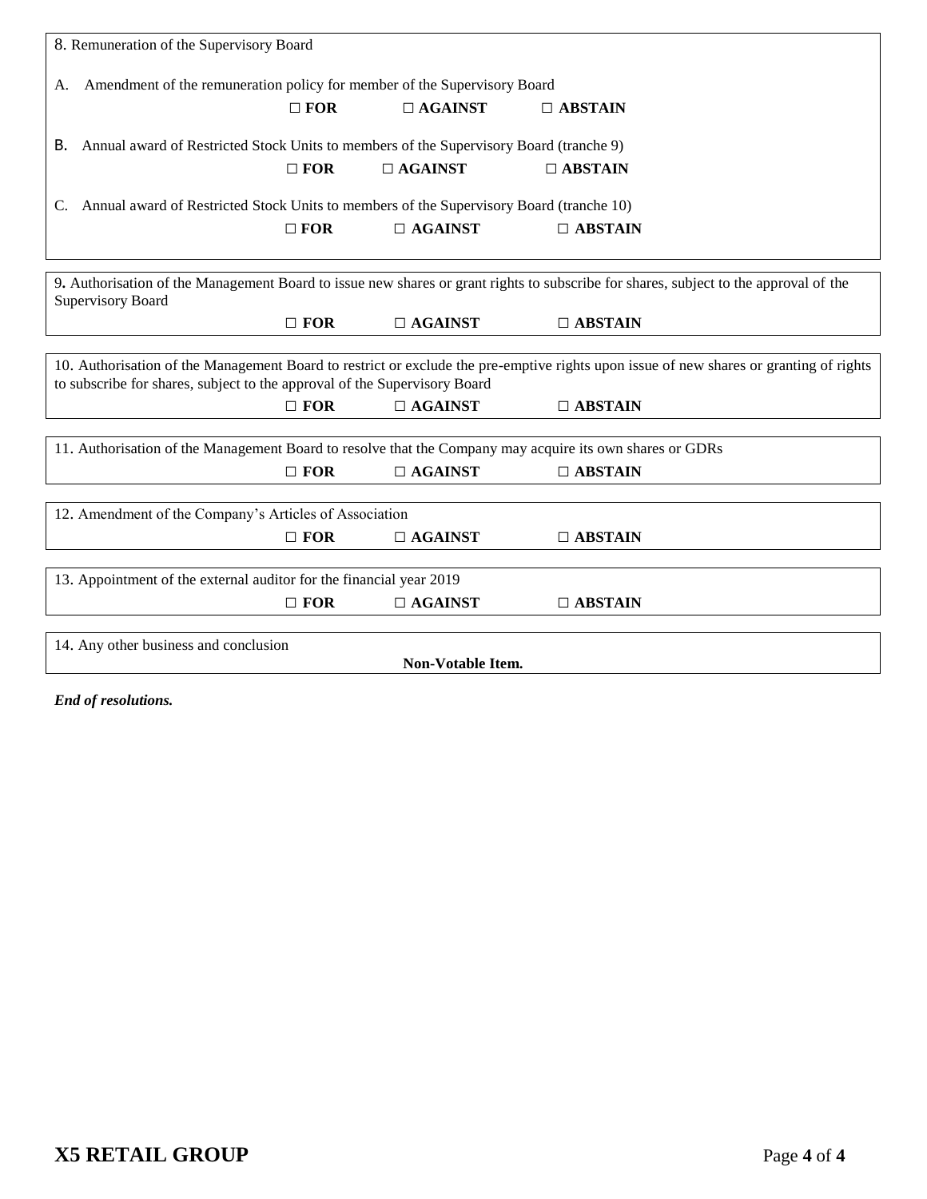8. Remuneration of the Supervisory Board

A. Amendment of the remuneration policy for member of the Supervisory Board

☐ **FOR** ☐ **AGAINST** ☐ **ABSTAIN**

B. Annual award of Restricted Stock Units to members of the Supervisory Board (tranche 9)

☐ **FOR** ☐ **AGAINST** ☐ **ABSTAIN**

C. Annual award of Restricted Stock Units to members of the Supervisory Board (tranche 10)

☐ **FOR** ☐ **AGAINST** ☐ **ABSTAIN**

9**.** Authorisation of the Management Board to issue new shares or grant rights to subscribe for shares, subject to the approval of the Supervisory Board

☐ **FOR** ☐ **AGAINST** ☐ **ABSTAIN**

10. Authorisation of the Management Board to restrict or exclude the pre-emptive rights upon issue of new shares or granting of rights to subscribe for shares, subject to the approval of the Supervisory Board

☐ **FOR** ☐ **AGAINST** ☐ **ABSTAIN**

11. Authorisation of the Management Board to resolve that the Company may acquire its own shares or GDRs

☐ **FOR** ☐ **AGAINST** ☐ **ABSTAIN**

12. Amendment of the Company's Articles of Association

☐ **FOR** ☐ **AGAINST** ☐ **ABSTAIN**

13. Appointment of the external auditor for the financial year 2019

☐ **FOR** ☐ **AGAINST** ☐ **ABSTAIN**

14. Any other business and conclusion

**Non-Votable Item.**

***End of resolutions.***

**X5 RETAIL GROUP**